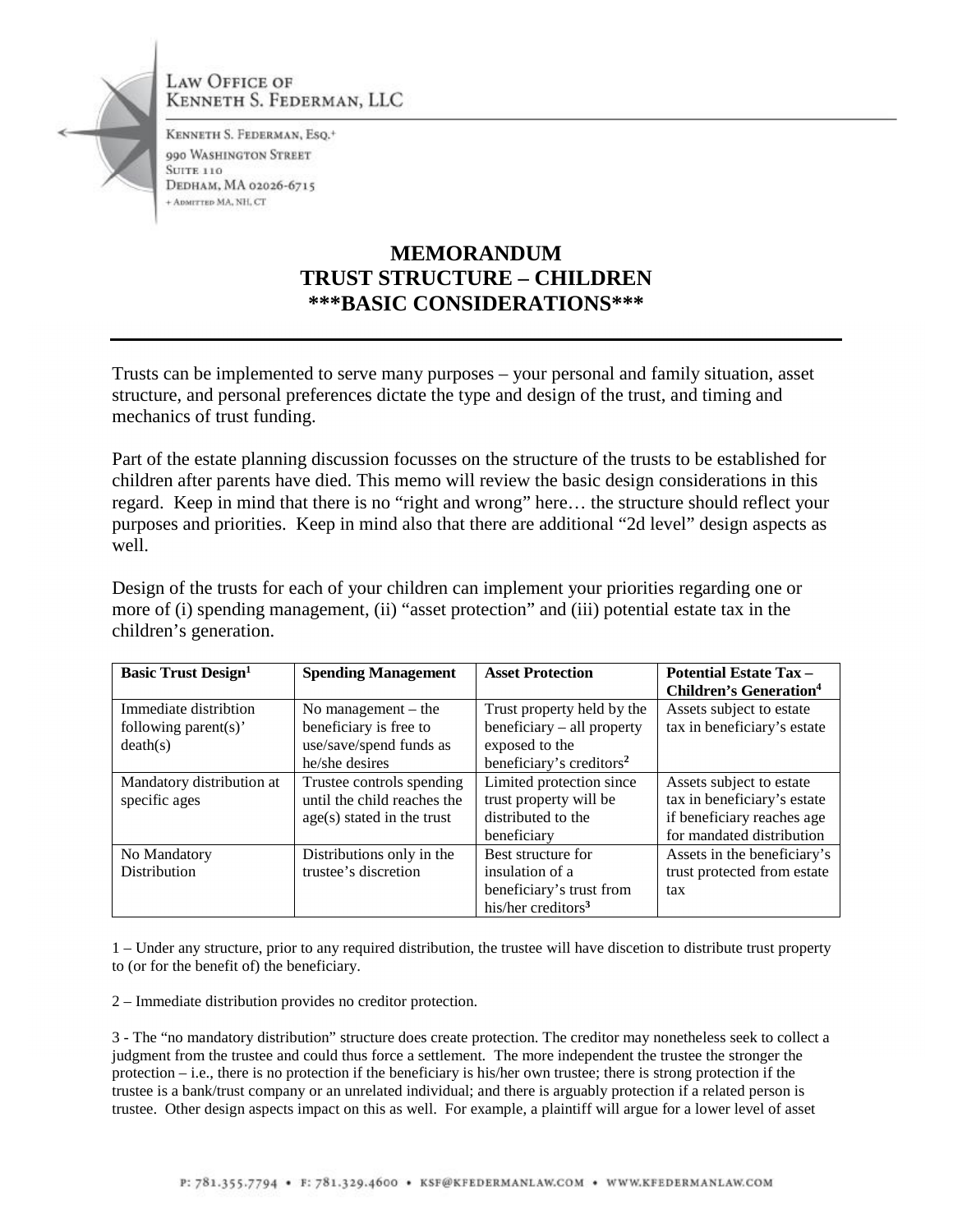LAW OFFICE OF
KENNETH S. FEDERMAN, LLC

KENNETH S. FEDERMAN, ESQ.+
990 WASHINGTON STREET
SUITE 110
DEDHAM, MA 02026-6715
+ ADMITTED MA, NH, CT

# MEMORANDUM
# TRUST STRUCTURE – CHILDREN
# ***BASIC CONSIDERATIONS***

---

Trusts can be implemented to serve many purposes – your personal and family situation, asset structure, and personal preferences dictate the type and design of the trust, and timing and mechanics of trust funding.

Part of the estate planning discussion focusses on the structure of the trusts to be established for children after parents have died. This memo will review the basic design considerations in this regard. Keep in mind that there is no "right and wrong" here… the structure should reflect your purposes and priorities. Keep in mind also that there are additional "2d level" design aspects as well.

Design of the trusts for each of your children can implement your priorities regarding one or more of (i) spending management, (ii) "asset protection" and (iii) potential estate tax in the children's generation.

| **Basic Trust Design**[1] | **Spending Management** | **Asset Protection** | **Potential Estate Tax – Children's Generation**[4] |
| --- | --- | --- | --- |
| Immediate distribtion following parent(s)' death(s) | No management – the beneficiary is free to use/save/spend funds as he/she desires | Trust property held by the beneficiary – all property exposed to the beneficiary's creditors[2] | Assets subject to estate tax in beneficiary's estate |
| Mandatory distribution at specific ages | Trustee controls spending until the child reaches the age(s) stated in the trust | Limited protection since trust property will be distributed to the beneficiary | Assets subject to estate tax in beneficiary's estate if beneficiary reaches age for mandated distribution |
| No Mandatory Distribution | Distributions only in the trustee's discretion | Best structure for insulation of a beneficiary's trust from his/her creditors[3] | Assets in the beneficiary's trust protected from estate tax |

1 – Under any structure, prior to any required distribution, the trustee will have discetion to distribute trust property to (or for the benefit of) the beneficiary.

2 – Immediate distribution provides no creditor protection.

3 - The "no mandatory distribution" structure does create protection. The creditor may nonetheless seek to collect a judgment from the trustee and could thus force a settlement. The more independent the trustee the stronger the protection – i.e., there is no protection if the beneficiary is his/her own trustee; there is strong protection if the trustee is a bank/trust company or an unrelated individual; and there is arguably protection if a related person is trustee. Other design aspects impact on this as well. For example, a plaintiff will argue for a lower level of asset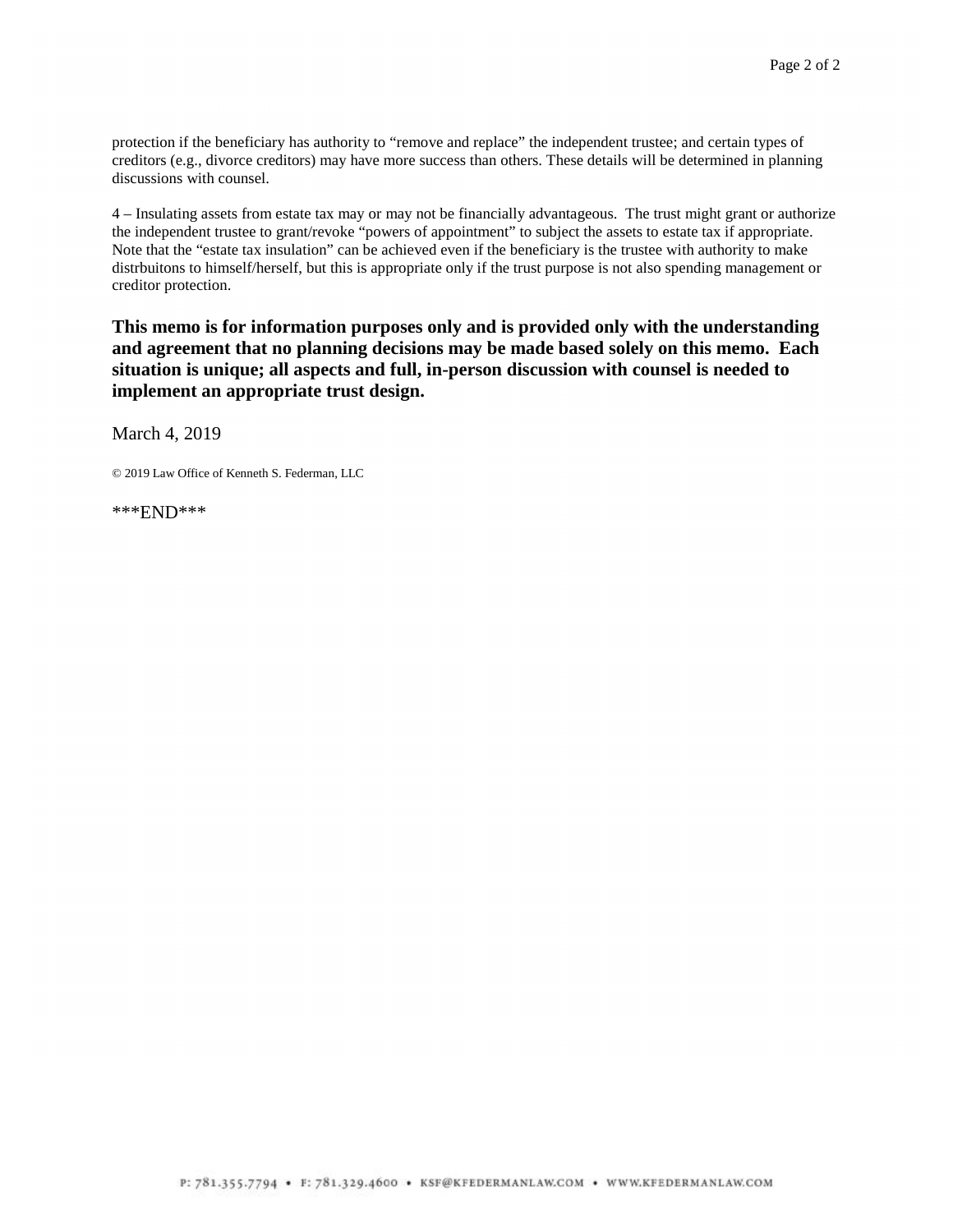protection if the beneficiary has authority to "remove and replace" the independent trustee; and certain types of creditors (e.g., divorce creditors) may have more success than others. These details will be determined in planning discussions with counsel.

4 – Insulating assets from estate tax may or may not be financially advantageous. The trust might grant or authorize the independent trustee to grant/revoke "powers of appointment" to subject the assets to estate tax if appropriate. Note that the "estate tax insulation" can be achieved even if the beneficiary is the trustee with authority to make distrbuitons to himself/herself, but this is appropriate only if the trust purpose is not also spending management or creditor protection.

**This memo is for information purposes only and is provided only with the understanding and agreement that no planning decisions may be made based solely on this memo. Each situation is unique; all aspects and full, in-person discussion with counsel is needed to implement an appropriate trust design.**

March 4, 2019

© 2019 Law Office of Kenneth S. Federman, LLC

***END***

P: 781.355.7794 • F: 781.329.4600 • KSF@KFEDERMANLAW.COM • WWW.KFEDERMANLAW.COM